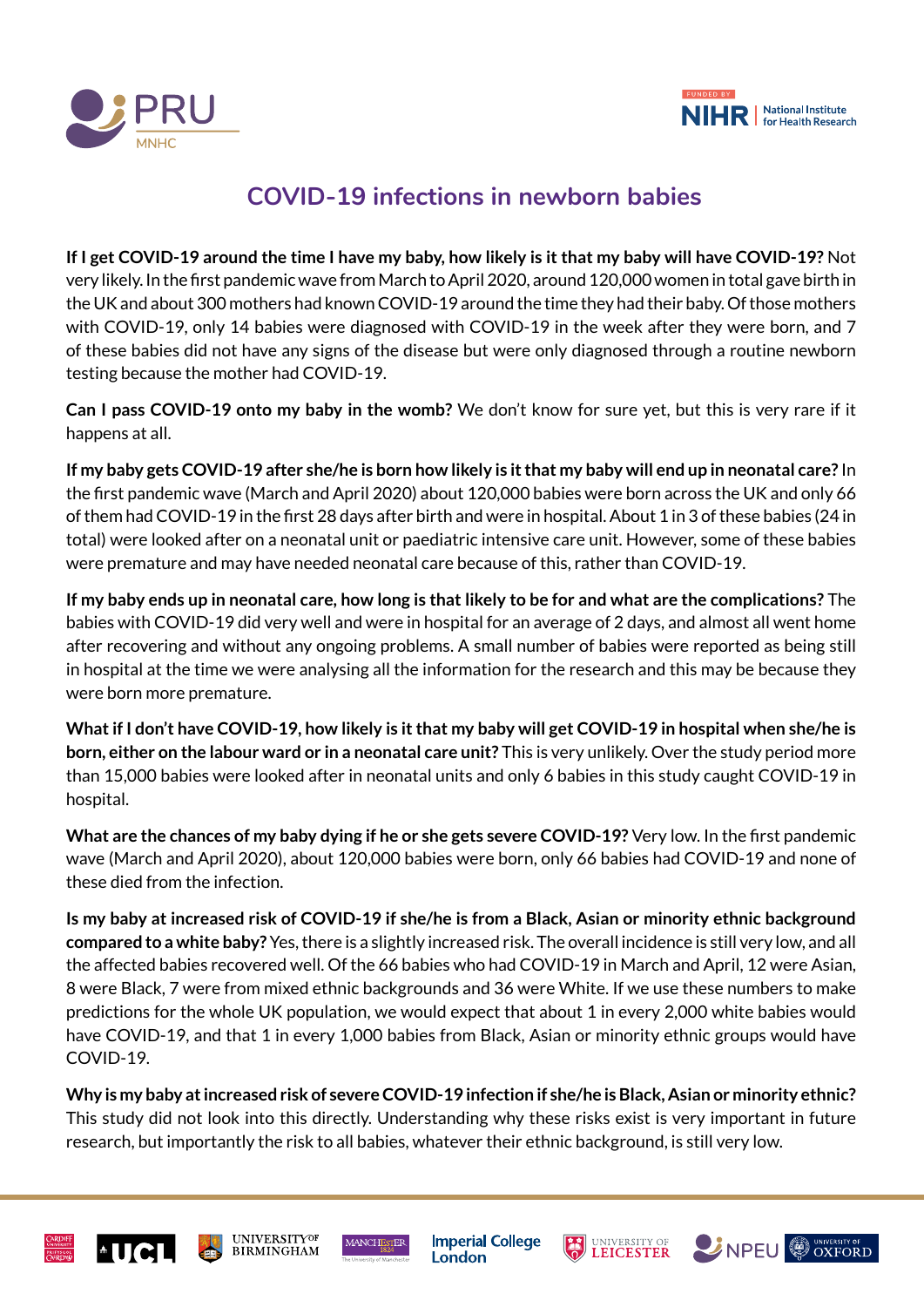# COVID-19 infections in newborn babies

**If I get COVID-19 around the time I have my baby, how likely is it that my baby will have COVID-19?** Not very likely. In the first pandemic wave from March to April 2020, around 120,000 women in total gave birth in the UK and about 300 mothers had known COVID-19 around the time they had their baby. Of those mothers with COVID-19, only 14 babies were diagnosed with COVID-19 in the week after they were born, and 7 of these babies did not have any signs of the disease but were only diagnosed through a routine newborn testing because the mother had COVID-19.

**Can I pass COVID-19 onto my baby in the womb?** We don't know for sure yet, but this is very rare if it happens at all.

**If my baby gets COVID-19 after she/he is born how likely is it that my baby will end up in neonatal care?** In the first pandemic wave (March and April 2020) about 120,000 babies were born across the UK and only 66 of them had COVID-19 in the first 28 days after birth and were in hospital. About 1 in 3 of these babies (24 in total) were looked after on a neonatal unit or paediatric intensive care unit. However, some of these babies were premature and may have needed neonatal care because of this, rather than COVID-19.

**If my baby ends up in neonatal care, how long is that likely to be for and what are the complications?** The babies with COVID-19 did very well and were in hospital for an average of 2 days, and almost all went home after recovering and without any ongoing problems. A small number of babies were reported as being still in hospital at the time we were analysing all the information for the research and this may be because they were born more premature.

**What if I don't have COVID-19, how likely is it that my baby will get COVID-19 in hospital when she/he is born, either on the labour ward or in a neonatal care unit?** This is very unlikely. Over the study period more than 15,000 babies were looked after in neonatal units and only 6 babies in this study caught COVID-19 in hospital.

**What are the chances of my baby dying if he or she gets severe COVID-19?** Very low. In the first pandemic wave (March and April 2020), about 120,000 babies were born, only 66 babies had COVID-19 and none of these died from the infection.

**Is my baby at increased risk of COVID-19 if she/he is from a Black, Asian or minority ethnic background compared to a white baby?** Yes, there is a slightly increased risk. The overall incidence is still very low, and all the affected babies recovered well. Of the 66 babies who had COVID-19 in March and April, 12 were Asian, 8 were Black, 7 were from mixed ethnic backgrounds and 36 were White. If we use these numbers to make predictions for the whole UK population, we would expect that about 1 in every 2,000 white babies would have COVID-19, and that 1 in every 1,000 babies from Black, Asian or minority ethnic groups would have COVID-19.

**Why is my baby at increased risk of severe COVID-19 infection if she/he is Black, Asian or minority ethnic?** This study did not look into this directly. Understanding why these risks exist is very important in future research, but importantly the risk to all babies, whatever their ethnic background, is still very low.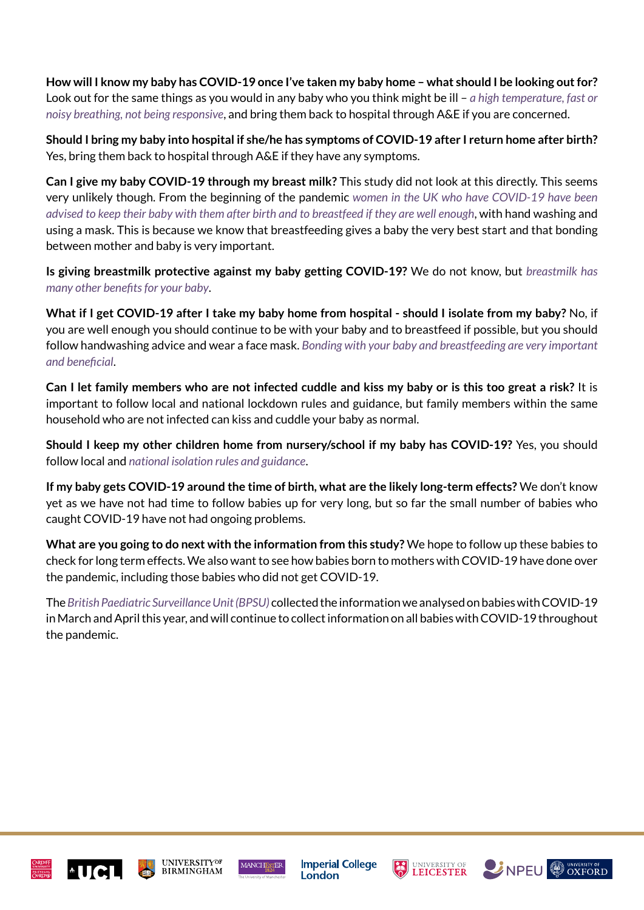**How will I know my baby has COVID-19 once I've taken my baby home – what should I be looking out for?** Look out for the same things as you would in any baby who you think might be ill – *a high temperature, fast or noisy breathing, not being responsive*, and bring them back to hospital through A&E if you are concerned.

**Should I bring my baby into hospital if she/he has symptoms of COVID-19 after I return home after birth?** Yes, bring them back to hospital through A&E if they have any symptoms.

**Can I give my baby COVID-19 through my breast milk?** This study did not look at this directly. This seems very unlikely though. From the beginning of the pandemic *women in the UK who have COVID-19 have been advised to keep their baby with them after birth and to breastfeed if they are well enough*, with hand washing and using a mask. This is because we know that breastfeeding gives a baby the very best start and that bonding between mother and baby is very important.

**Is giving breastmilk protective against my baby getting COVID-19?** We do not know, but *breastmilk has many other benefits for your baby*.

**What if I get COVID-19 after I take my baby home from hospital - should I isolate from my baby?** No, if you are well enough you should continue to be with your baby and to breastfeed if possible, but you should follow handwashing advice and wear a face mask. *Bonding with your baby and breastfeeding are very important and beneficial*.

**Can I let family members who are not infected cuddle and kiss my baby or is this too great a risk?** It is important to follow local and national lockdown rules and guidance, but family members within the same household who are not infected can kiss and cuddle your baby as normal.

**Should I keep my other children home from nursery/school if my baby has COVID-19?** Yes, you should follow local and *national isolation rules and guidance*.

**If my baby gets COVID-19 around the time of birth, what are the likely long-term effects?** We don't know yet as we have not had time to follow babies up for very long, but so far the small number of babies who caught COVID-19 have not had ongoing problems.

**What are you going to do next with the information from this study?** We hope to follow up these babies to check for long term effects. We also want to see how babies born to mothers with COVID-19 have done over the pandemic, including those babies who did not get COVID-19.

The *British Paediatric Surveillance Unit (BPSU)* collected the information we analysed on babies with COVID-19 in March and April this year, and will continue to collect information on all babies with COVID-19 throughout the pandemic.